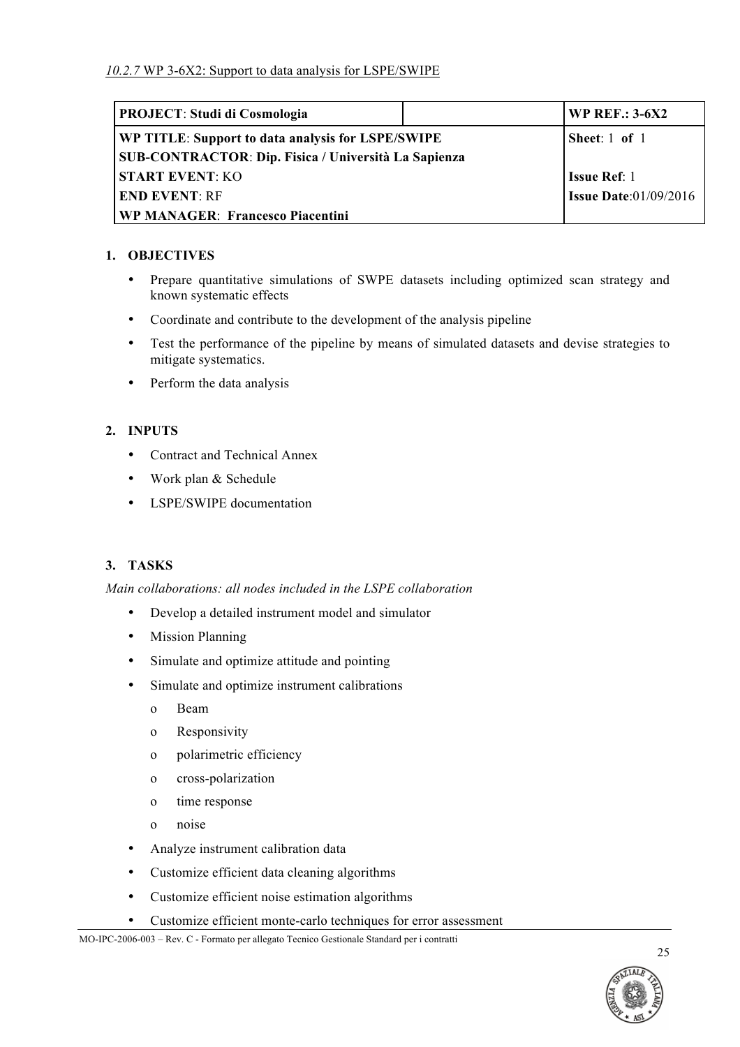*10.2.7* WP 3-6X2: Support to data analysis for LSPE/SWIPE

| **PROJECT**: Studi di Cosmologia | | **WP REF.: 3-6X2** |
|---|---|---|
| **WP TITLE**: Support to data analysis for LSPE/SWIPE<br>**SUB-CONTRACTOR**: Dip. Fisica / Università La Sapienza<br>**START EVENT**: KO<br>**END EVENT**: RF<br>**WP MANAGER**: Francesco Piacentini | | **Sheet**: 1 **of** 1<br><br>**Issue Ref**: 1<br>**Issue Date**:01/09/2016 |

## 1. OBJECTIVES

- Prepare quantitative simulations of SWPE datasets including optimized scan strategy and known systematic effects
- Coordinate and contribute to the development of the analysis pipeline
- Test the performance of the pipeline by means of simulated datasets and devise strategies to mitigate systematics.
- Perform the data analysis

## 2. INPUTS

- Contract and Technical Annex
- Work plan & Schedule
- LSPE/SWIPE documentation

## 3. TASKS

*Main collaborations: all nodes included in the LSPE collaboration*

- Develop a detailed instrument model and simulator
- Mission Planning
- Simulate and optimize attitude and pointing
- Simulate and optimize instrument calibrations
  - Beam
  - Responsivity
  - polarimetric efficiency
  - cross-polarization
  - time response
  - noise
- Analyze instrument calibration data
- Customize efficient data cleaning algorithms
- Customize efficient noise estimation algorithms
- Customize efficient monte-carlo techniques for error assessment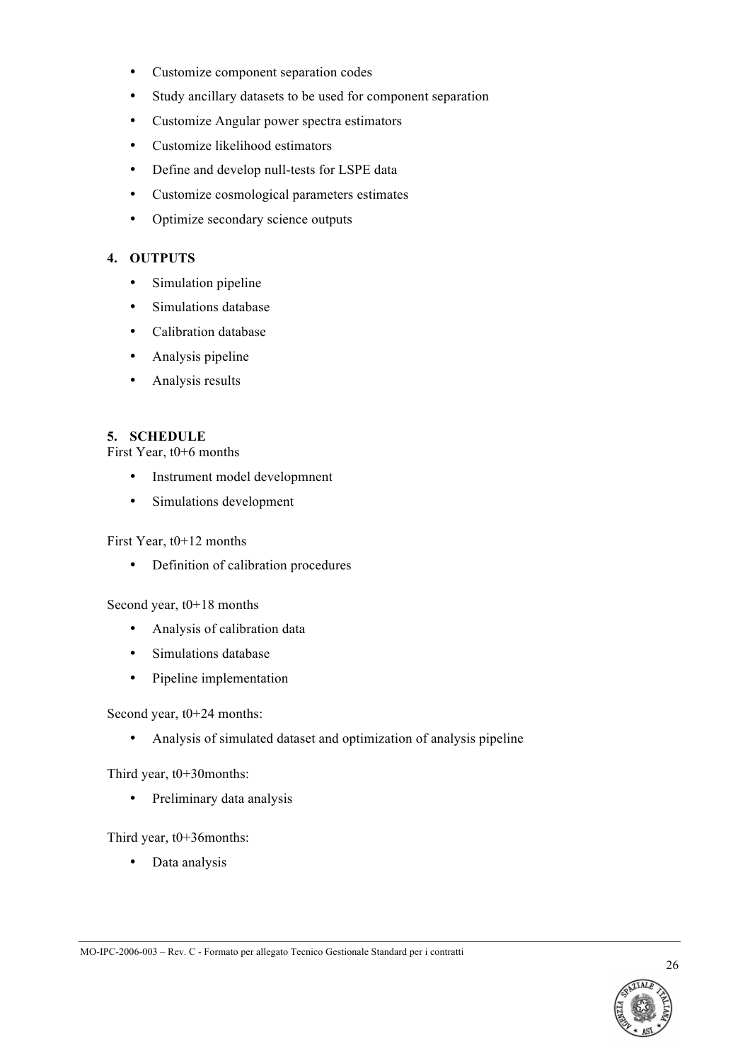- Customize component separation codes
- Study ancillary datasets to be used for component separation
- Customize Angular power spectra estimators
- Customize likelihood estimators
- Define and develop null-tests for LSPE data
- Customize cosmological parameters estimates
- Optimize secondary science outputs

## 4. OUTPUTS

- Simulation pipeline
- Simulations database
- Calibration database
- Analysis pipeline
- Analysis results

## 5. SCHEDULE

First Year, t0+6 months

- Instrument model developmnent
- Simulations development

First Year, t0+12 months

- Definition of calibration procedures

Second year, t0+18 months

- Analysis of calibration data
- Simulations database
- Pipeline implementation

Second year, t0+24 months:

- Analysis of simulated dataset and optimization of analysis pipeline

Third year, t0+30months:

- Preliminary data analysis

Third year, t0+36months:

- Data analysis